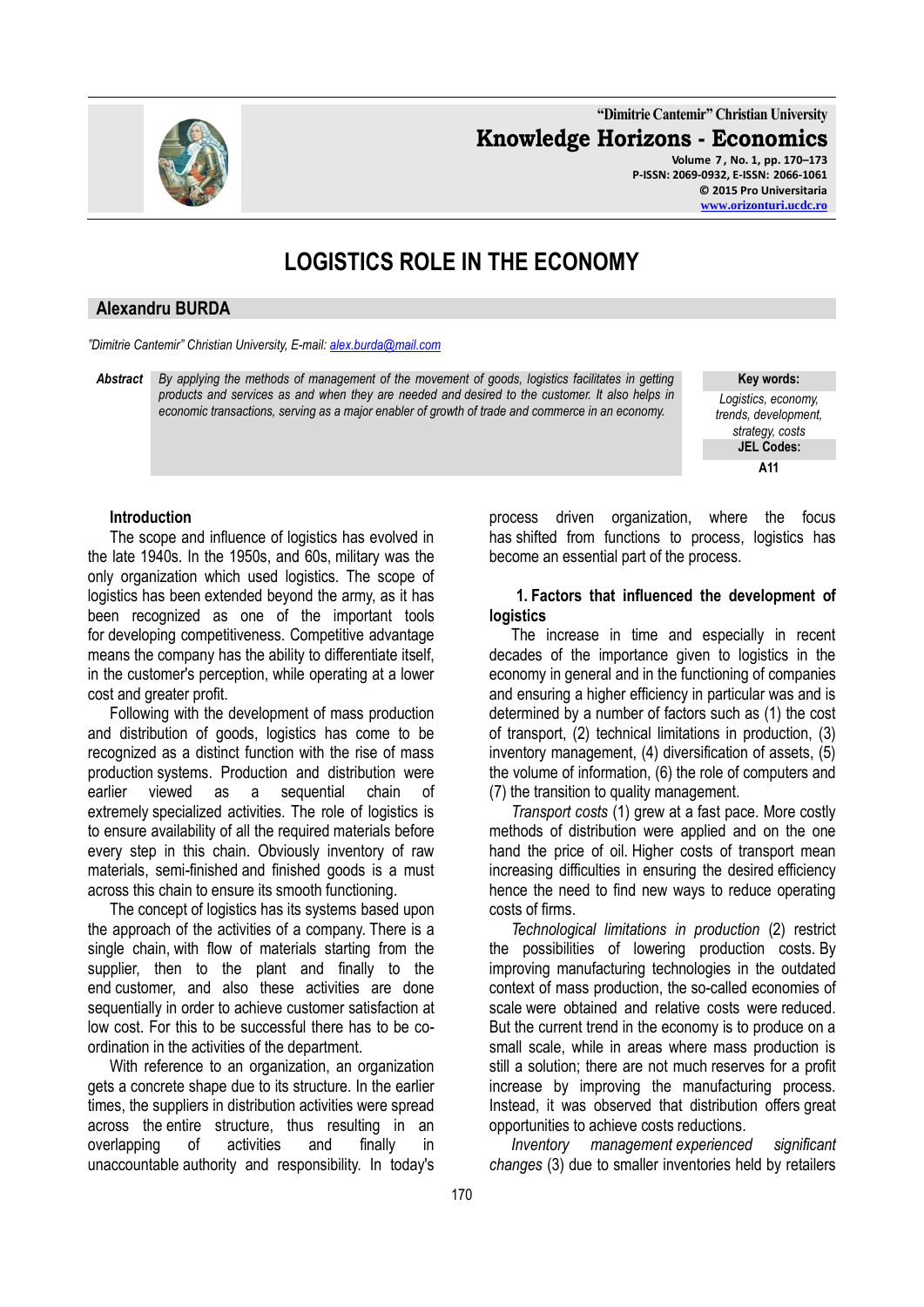# LOGISTICS ROLE IN THE ECONOMY

**Alexandru BURDA**

*"Dimitrie Cantemir" Christian University, E-mail: alex.burda@mail.com*

***Abstract*** *By applying the methods of management of the movement of goods, logistics facilitates in getting products and services as and when they are needed and desired to the customer. It also helps in economic transactions, serving as a major enabler of growth of trade and commerce in an economy.*

**Key words:** *Logistics, economy, trends, development, strategy, costs*

**JEL Codes:** A11

## Introduction

The scope and influence of logistics has evolved in the late 1940s. In the 1950s, and 60s, military was the only organization which used logistics. The scope of logistics has been extended beyond the army, as it has been recognized as one of the important tools for developing competitiveness. Competitive advantage means the company has the ability to differentiate itself, in the customer's perception, while operating at a lower cost and greater profit.

Following with the development of mass production and distribution of goods, logistics has come to be recognized as a distinct function with the rise of mass production systems. Production and distribution were earlier viewed as a sequential chain of extremely specialized activities. The role of logistics is to ensure availability of all the required materials before every step in this chain. Obviously inventory of raw materials, semi-finished and finished goods is a must across this chain to ensure its smooth functioning.

The concept of logistics has its systems based upon the approach of the activities of a company. There is a single chain, with flow of materials starting from the supplier, then to the plant and finally to the end customer, and also these activities are done sequentially in order to achieve customer satisfaction at low cost. For this to be successful there has to be co-ordination in the activities of the department.

With reference to an organization, an organization gets a concrete shape due to its structure. In the earlier times, the suppliers in distribution activities were spread across the entire structure, thus resulting in an overlapping of activities and finally in unaccountable authority and responsibility. In today's process driven organization, where the focus has shifted from functions to process, logistics has become an essential part of the process.

## 1. Factors that influenced the development of logistics

The increase in time and especially in recent decades of the importance given to logistics in the economy in general and in the functioning of companies and ensuring a higher efficiency in particular was and is determined by a number of factors such as (1) the cost of transport, (2) technical limitations in production, (3) inventory management, (4) diversification of assets, (5) the volume of information, (6) the role of computers and (7) the transition to quality management.

*Transport costs* (1) grew at a fast pace. More costly methods of distribution were applied and on the one hand the price of oil. Higher costs of transport mean increasing difficulties in ensuring the desired efficiency hence the need to find new ways to reduce operating costs of firms.

*Technological limitations in production* (2) restrict the possibilities of lowering production costs. By improving manufacturing technologies in the outdated context of mass production, the so-called economies of scale were obtained and relative costs were reduced. But the current trend in the economy is to produce on a small scale, while in areas where mass production is still a solution; there are not much reserves for a profit increase by improving the manufacturing process. Instead, it was observed that distribution offers great opportunities to achieve costs reductions.

*Inventory management experienced significant changes* (3) due to smaller inventories held by retailers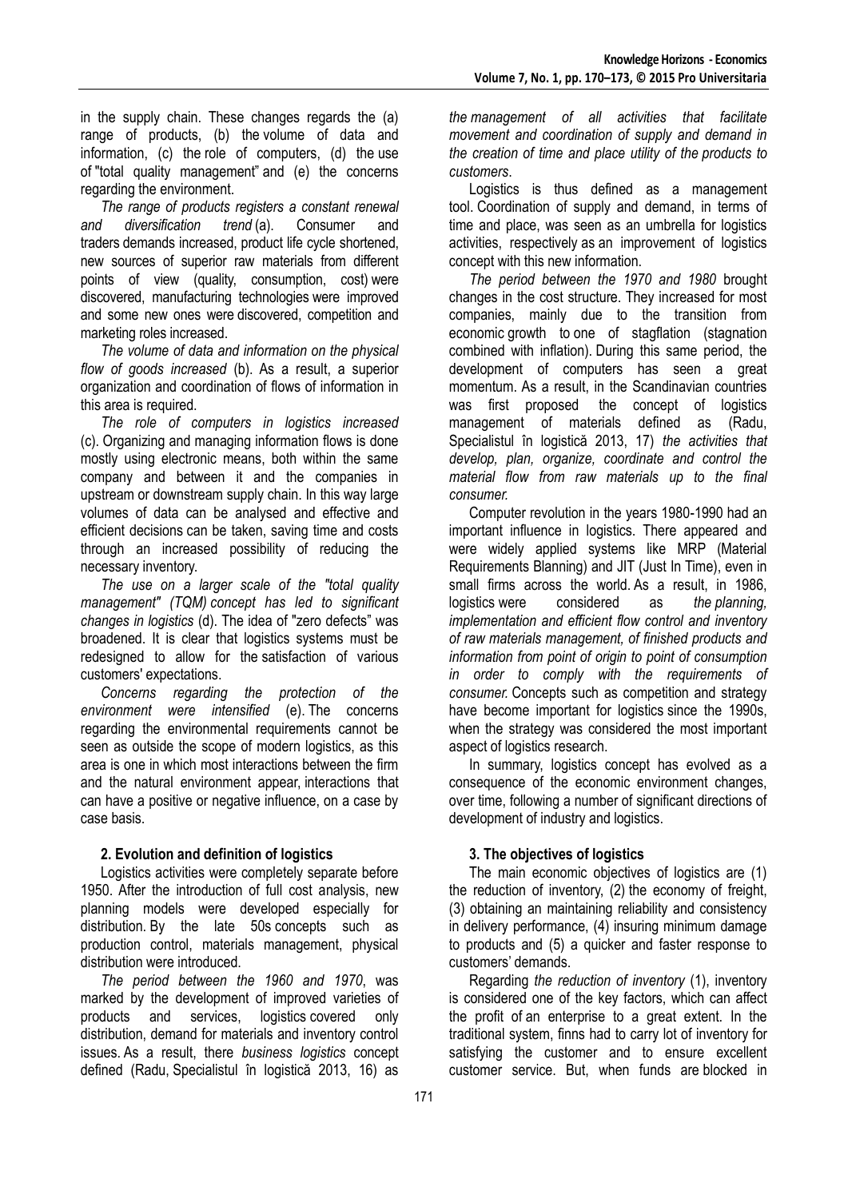in the supply chain. These changes regards the (a) range of products, (b) the volume of data and information, (c) the role of computers, (d) the use of "total quality management" and (e) the concerns regarding the environment.

*The range of products registers a constant renewal and diversification trend* (a). Consumer and traders demands increased, product life cycle shortened, new sources of superior raw materials from different points of view (quality, consumption, cost) were discovered, manufacturing technologies were improved and some new ones were discovered, competition and marketing roles increased.

*The volume of data and information on the physical flow of goods increased* (b). As a result, a superior organization and coordination of flows of information in this area is required.

*The role of computers in logistics increased* (c). Organizing and managing information flows is done mostly using electronic means, both within the same company and between it and the companies in upstream or downstream supply chain. In this way large volumes of data can be analysed and effective and efficient decisions can be taken, saving time and costs through an increased possibility of reducing the necessary inventory.

*The use on a larger scale of the "total quality management" (TQM) concept has led to significant changes in logistics* (d). The idea of "zero defects" was broadened. It is clear that logistics systems must be redesigned to allow for the satisfaction of various customers' expectations.

*Concerns regarding the protection of the environment were intensified* (e). The concerns regarding the environmental requirements cannot be seen as outside the scope of modern logistics, as this area is one in which most interactions between the firm and the natural environment appear, interactions that can have a positive or negative influence, on a case by case basis.

## 2. Evolution and definition of logistics

Logistics activities were completely separate before 1950. After the introduction of full cost analysis, new planning models were developed especially for distribution. By the late 50s concepts such as production control, materials management, physical distribution were introduced.

*The period between the 1960 and 1970*, was marked by the development of improved varieties of products and services, logistics covered only distribution, demand for materials and inventory control issues. As a result, there *business logistics* concept defined (Radu, Specialistul în logistică 2013, 16) as *the management of all activities that facilitate movement and coordination of supply and demand in the creation of time and place utility of the products to customers*.

Logistics is thus defined as a management tool. Coordination of supply and demand, in terms of time and place, was seen as an umbrella for logistics activities, respectively as an improvement of logistics concept with this new information.

*The period between the 1970 and 1980* brought changes in the cost structure. They increased for most companies, mainly due to the transition from economic growth to one of stagflation (stagnation combined with inflation). During this same period, the development of computers has seen a great momentum. As a result, in the Scandinavian countries was first proposed the concept of logistics management of materials defined as (Radu, Specialistul în logistică 2013, 17) *the activities that develop, plan, organize, coordinate and control the material flow from raw materials up to the final consumer.*

Computer revolution in the years 1980-1990 had an important influence in logistics. There appeared and were widely applied systems like MRP (Material Requirements Blanning) and JIT (Just In Time), even in small firms across the world. As a result, in 1986, logistics were considered as *the planning, implementation and efficient flow control and inventory of raw materials management, of finished products and information from point of origin to point of consumption in order to comply with the requirements of consumer.* Concepts such as competition and strategy have become important for logistics since the 1990s, when the strategy was considered the most important aspect of logistics research.

In summary, logistics concept has evolved as a consequence of the economic environment changes, over time, following a number of significant directions of development of industry and logistics.

## 3. The objectives of logistics

The main economic objectives of logistics are (1) the reduction of inventory, (2) the economy of freight, (3) obtaining an maintaining reliability and consistency in delivery performance, (4) insuring minimum damage to products and (5) a quicker and faster response to customers' demands.

Regarding *the reduction of inventory* (1), inventory is considered one of the key factors, which can affect the profit of an enterprise to a great extent. In the traditional system, finns had to carry lot of inventory for satisfying the customer and to ensure excellent customer service. But, when funds are blocked in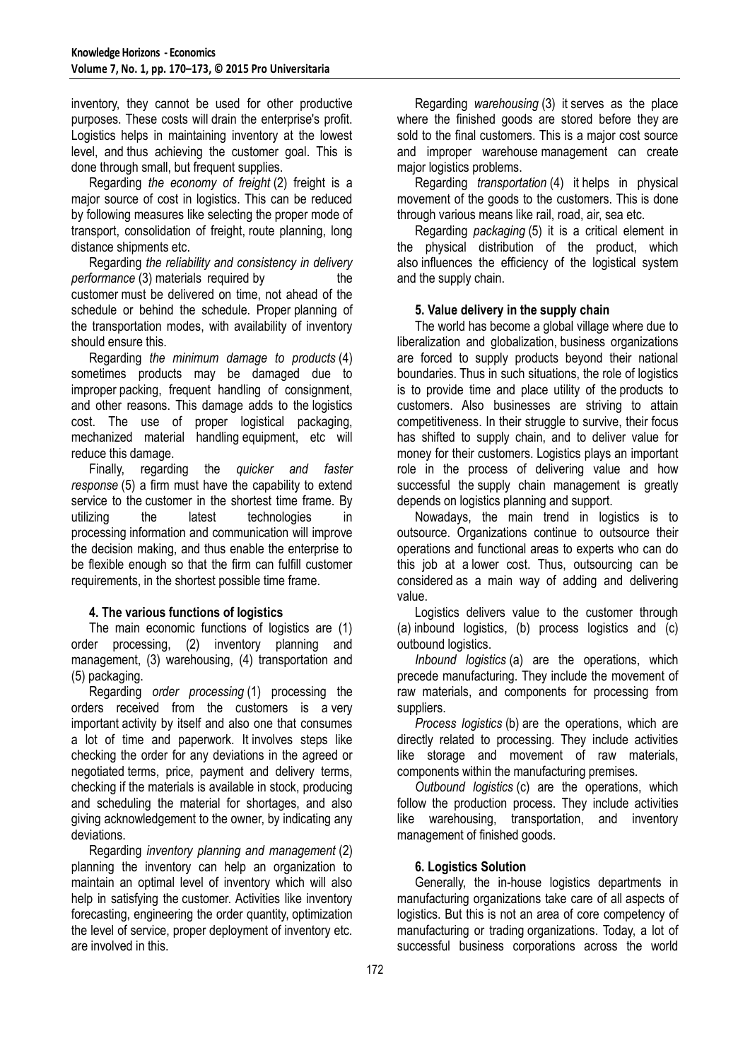inventory, they cannot be used for other productive purposes. These costs will drain the enterprise's profit. Logistics helps in maintaining inventory at the lowest level, and thus achieving the customer goal. This is done through small, but frequent supplies.

Regarding *the economy of freight* (2) freight is a major source of cost in logistics. This can be reduced by following measures like selecting the proper mode of transport, consolidation of freight, route planning, long distance shipments etc.

Regarding *the reliability and consistency in delivery performance* (3) materials required by the customer must be delivered on time, not ahead of the schedule or behind the schedule. Proper planning of the transportation modes, with availability of inventory should ensure this.

Regarding *the minimum damage to products* (4) sometimes products may be damaged due to improper packing, frequent handling of consignment, and other reasons. This damage adds to the logistics cost. The use of proper logistical packaging, mechanized material handling equipment, etc will reduce this damage.

Finally, regarding the *quicker and faster response* (5) a firm must have the capability to extend service to the customer in the shortest time frame. By utilizing the latest technologies in processing information and communication will improve the decision making, and thus enable the enterprise to be flexible enough so that the firm can fulfill customer requirements, in the shortest possible time frame.

## 4. The various functions of logistics

The main economic functions of logistics are (1) order processing, (2) inventory planning and management, (3) warehousing, (4) transportation and (5) packaging.

Regarding *order processing* (1) processing the orders received from the customers is a very important activity by itself and also one that consumes a lot of time and paperwork. It involves steps like checking the order for any deviations in the agreed or negotiated terms, price, payment and delivery terms, checking if the materials is available in stock, producing and scheduling the material for shortages, and also giving acknowledgement to the owner, by indicating any deviations.

Regarding *inventory planning and management* (2) planning the inventory can help an organization to maintain an optimal level of inventory which will also help in satisfying the customer. Activities like inventory forecasting, engineering the order quantity, optimization the level of service, proper deployment of inventory etc. are involved in this.

Regarding *warehousing* (3) it serves as the place where the finished goods are stored before they are sold to the final customers. This is a major cost source and improper warehouse management can create major logistics problems.

Regarding *transportation* (4) it helps in physical movement of the goods to the customers. This is done through various means like rail, road, air, sea etc.

Regarding *packaging* (5) it is a critical element in the physical distribution of the product, which also influences the efficiency of the logistical system and the supply chain.

## 5. Value delivery in the supply chain

The world has become a global village where due to liberalization and globalization, business organizations are forced to supply products beyond their national boundaries. Thus in such situations, the role of logistics is to provide time and place utility of the products to customers. Also businesses are striving to attain competitiveness. In their struggle to survive, their focus has shifted to supply chain, and to deliver value for money for their customers. Logistics plays an important role in the process of delivering value and how successful the supply chain management is greatly depends on logistics planning and support.

Nowadays, the main trend in logistics is to outsource. Organizations continue to outsource their operations and functional areas to experts who can do this job at a lower cost. Thus, outsourcing can be considered as a main way of adding and delivering value.

Logistics delivers value to the customer through (a) inbound logistics, (b) process logistics and (c) outbound logistics.

*Inbound logistics* (a) are the operations, which precede manufacturing. They include the movement of raw materials, and components for processing from suppliers.

*Process logistics* (b) are the operations, which are directly related to processing. They include activities like storage and movement of raw materials, components within the manufacturing premises.

*Outbound logistics* (c) are the operations, which follow the production process. They include activities like warehousing, transportation, and inventory management of finished goods.

## 6. Logistics Solution

Generally, the in-house logistics departments in manufacturing organizations take care of all aspects of logistics. But this is not an area of core competency of manufacturing or trading organizations. Today, a lot of successful business corporations across the world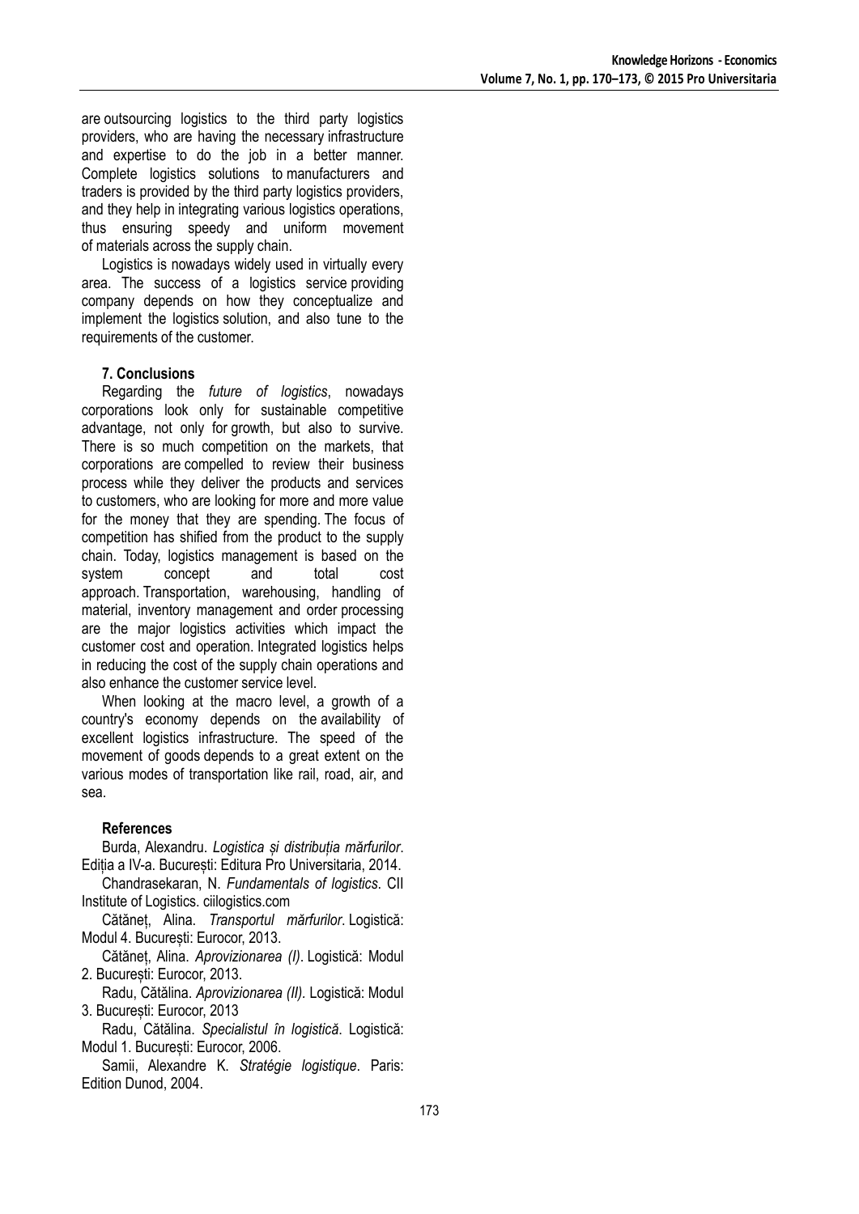are outsourcing logistics to the third party logistics providers, who are having the necessary infrastructure and expertise to do the job in a better manner. Complete logistics solutions to manufacturers and traders is provided by the third party logistics providers, and they help in integrating various logistics operations, thus ensuring speedy and uniform movement of materials across the supply chain.

Logistics is nowadays widely used in virtually every area. The success of a logistics service providing company depends on how they conceptualize and implement the logistics solution, and also tune to the requirements of the customer.

### 7. Conclusions

Regarding the *future of logistics*, nowadays corporations look only for sustainable competitive advantage, not only for growth, but also to survive. There is so much competition on the markets, that corporations are compelled to review their business process while they deliver the products and services to customers, who are looking for more and more value for the money that they are spending. The focus of competition has shified from the product to the supply chain. Today, logistics management is based on the system concept and total cost approach. Transportation, warehousing, handling of material, inventory management and order processing are the major logistics activities which impact the customer cost and operation. Integrated logistics helps in reducing the cost of the supply chain operations and also enhance the customer service level.

When looking at the macro level, a growth of a country's economy depends on the availability of excellent logistics infrastructure. The speed of the movement of goods depends to a great extent on the various modes of transportation like rail, road, air, and sea.

### References

Burda, Alexandru. *Logistica și distribuția mărfurilor*. Ediția a IV-a. București: Editura Pro Universitaria, 2014.

Chandrasekaran, N. *Fundamentals of logistics*. CII Institute of Logistics. ciilogistics.com

Cătăneț, Alina. *Transportul mărfurilor*. Logistică: Modul 4. București: Eurocor, 2013.

Cătăneț, Alina. *Aprovizionarea (I)*. Logistică: Modul 2. București: Eurocor, 2013.

Radu, Cătălina. *Aprovizionarea (II)*. Logistică: Modul 3. București: Eurocor, 2013

Radu, Cătălina. *Specialistul în logistică*. Logistică: Modul 1. București: Eurocor, 2006.

Samii, Alexandre K. *Stratégie logistique*. Paris: Edition Dunod, 2004.